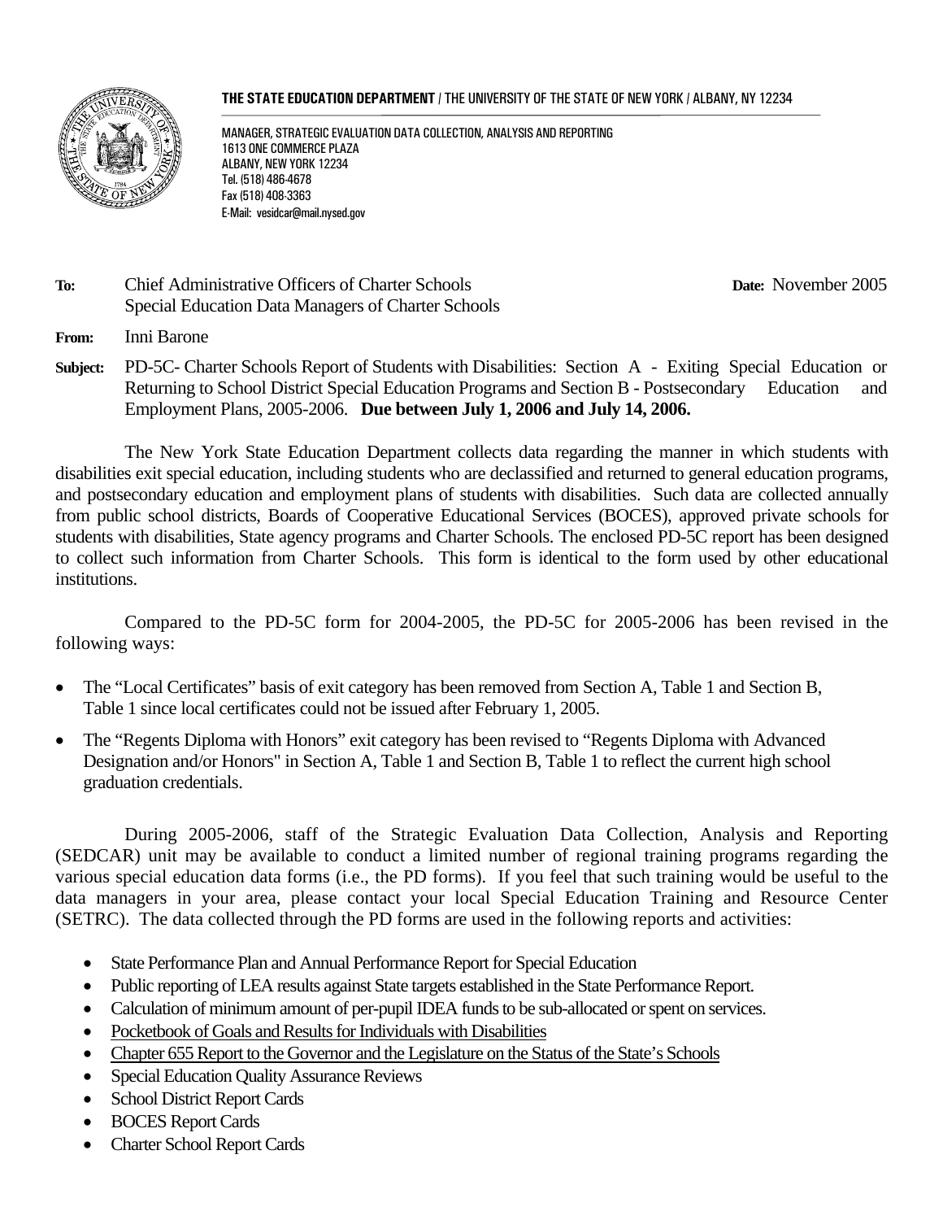**THE STATE EDUCATION DEPARTMENT** / THE UNIVERSITY OF THE STATE OF NEW YORK / ALBANY, NY 12234

MANAGER, STRATEGIC EVALUATION DATA COLLECTION, ANALYSIS AND REPORTING
1613 ONE COMMERCE PLAZA
ALBANY, NEW YORK 12234
Tel. (518) 486-4678
Fax (518) 408-3363
E-Mail: vesidcar@mail.nysed.gov

**To:** Chief Administrative Officers of Charter Schools
Special Education Data Managers of Charter Schools

**Date:** November 2005

**From:** Inni Barone

**Subject:** PD-5C- Charter Schools Report of Students with Disabilities: Section A - Exiting Special Education or Returning to School District Special Education Programs and Section B - Postsecondary Education and Employment Plans, 2005-2006. **Due between July 1, 2006 and July 14, 2006.**

The New York State Education Department collects data regarding the manner in which students with disabilities exit special education, including students who are declassified and returned to general education programs, and postsecondary education and employment plans of students with disabilities. Such data are collected annually from public school districts, Boards of Cooperative Educational Services (BOCES), approved private schools for students with disabilities, State agency programs and Charter Schools. The enclosed PD-5C report has been designed to collect such information from Charter Schools. This form is identical to the form used by other educational institutions.

Compared to the PD-5C form for 2004-2005, the PD-5C for 2005-2006 has been revised in the following ways:

- The "Local Certificates" basis of exit category has been removed from Section A, Table 1 and Section B, Table 1 since local certificates could not be issued after February 1, 2005.
- The "Regents Diploma with Honors" exit category has been revised to "Regents Diploma with Advanced Designation and/or Honors" in Section A, Table 1 and Section B, Table 1 to reflect the current high school graduation credentials.

During 2005-2006, staff of the Strategic Evaluation Data Collection, Analysis and Reporting (SEDCAR) unit may be available to conduct a limited number of regional training programs regarding the various special education data forms (i.e., the PD forms). If you feel that such training would be useful to the data managers in your area, please contact your local Special Education Training and Resource Center (SETRC). The data collected through the PD forms are used in the following reports and activities:

- State Performance Plan and Annual Performance Report for Special Education
- Public reporting of LEA results against State targets established in the State Performance Report.
- Calculation of minimum amount of per-pupil IDEA funds to be sub-allocated or spent on services.
- Pocketbook of Goals and Results for Individuals with Disabilities
- Chapter 655 Report to the Governor and the Legislature on the Status of the State's Schools
- Special Education Quality Assurance Reviews
- School District Report Cards
- BOCES Report Cards
- Charter School Report Cards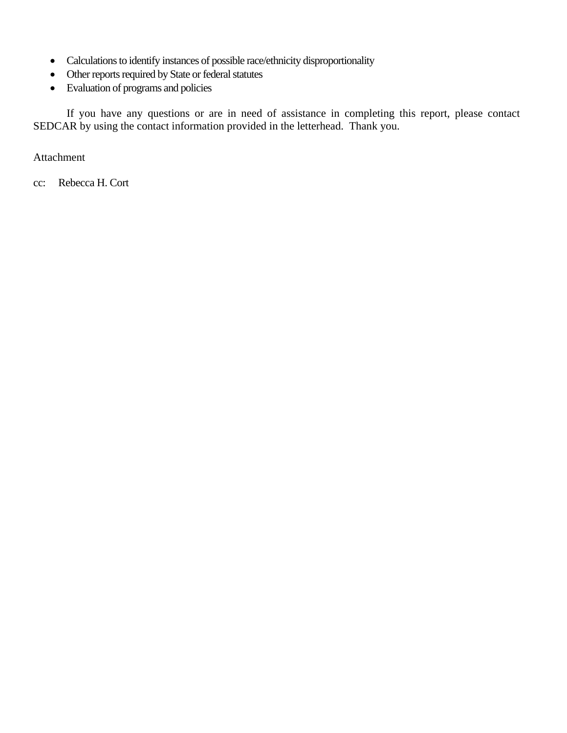- Calculations to identify instances of possible race/ethnicity disproportionality
- Other reports required by State or federal statutes
- Evaluation of programs and policies

If you have any questions or are in need of assistance in completing this report, please contact SEDCAR by using the contact information provided in the letterhead. Thank you.

Attachment

cc: Rebecca H. Cort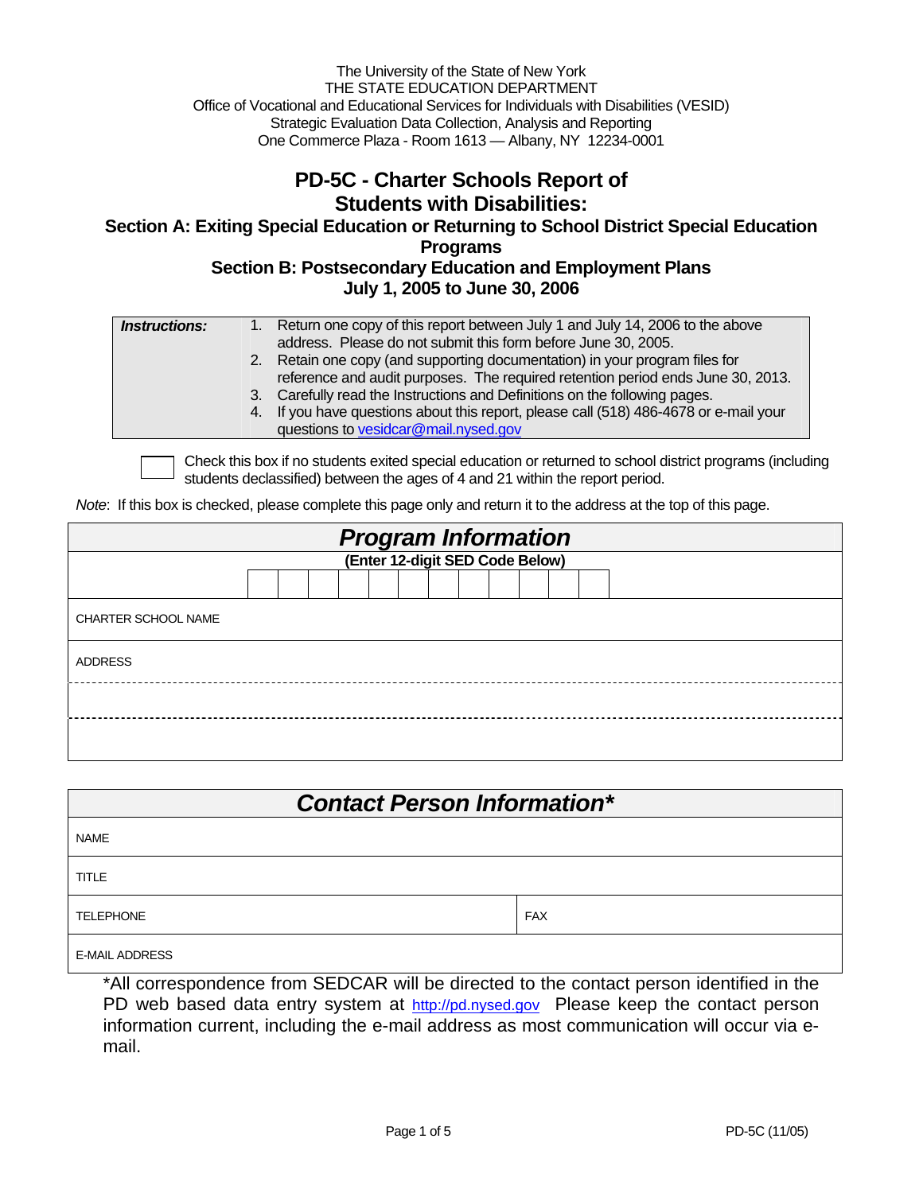The University of the State of New York
THE STATE EDUCATION DEPARTMENT
Office of Vocational and Educational Services for Individuals with Disabilities (VESID)
Strategic Evaluation Data Collection, Analysis and Reporting
One Commerce Plaza - Room 1613 — Albany, NY 12234-0001

# PD-5C - Charter Schools Report of Students with Disabilities:

## Section A: Exiting Special Education or Returning to School District Special Education Programs

## Section B: Postsecondary Education and Employment Plans

## July 1, 2005 to June 30, 2006

| ***Instructions:*** | 1. Return one copy of this report between July 1 and July 14, 2006 to the above address. Please do not submit this form before June 30, 2005.<br>2. Retain one copy (and supporting documentation) in your program files for reference and audit purposes. The required retention period ends June 30, 2013.<br>3. Carefully read the Instructions and Definitions on the following pages.<br>4. If you have questions about this report, please call (518) 486-4678 or e-mail your questions to vesidcar@mail.nysed.gov |
|---|---|

☐ Check this box if no students exited special education or returned to school district programs (including students declassified) between the ages of 4 and 21 within the report period.

*Note*: If this box is checked, please complete this page only and return it to the address at the top of this page.

| ***Program Information*** |
|---|
| **(Enter 12-digit SED Code Below)** |
| CHARTER SCHOOL NAME |
| ADDRESS |
| |
| |

| ***Contact Person Information**** | |
|---|---|
| NAME | |
| TITLE | |
| TELEPHONE | FAX |
| E-MAIL ADDRESS | |

*All correspondence from SEDCAR will be directed to the contact person identified in the PD web based data entry system at http://pd.nysed.gov Please keep the contact person information current, including the e-mail address as most communication will occur via e-mail.

PD-5C (11/05)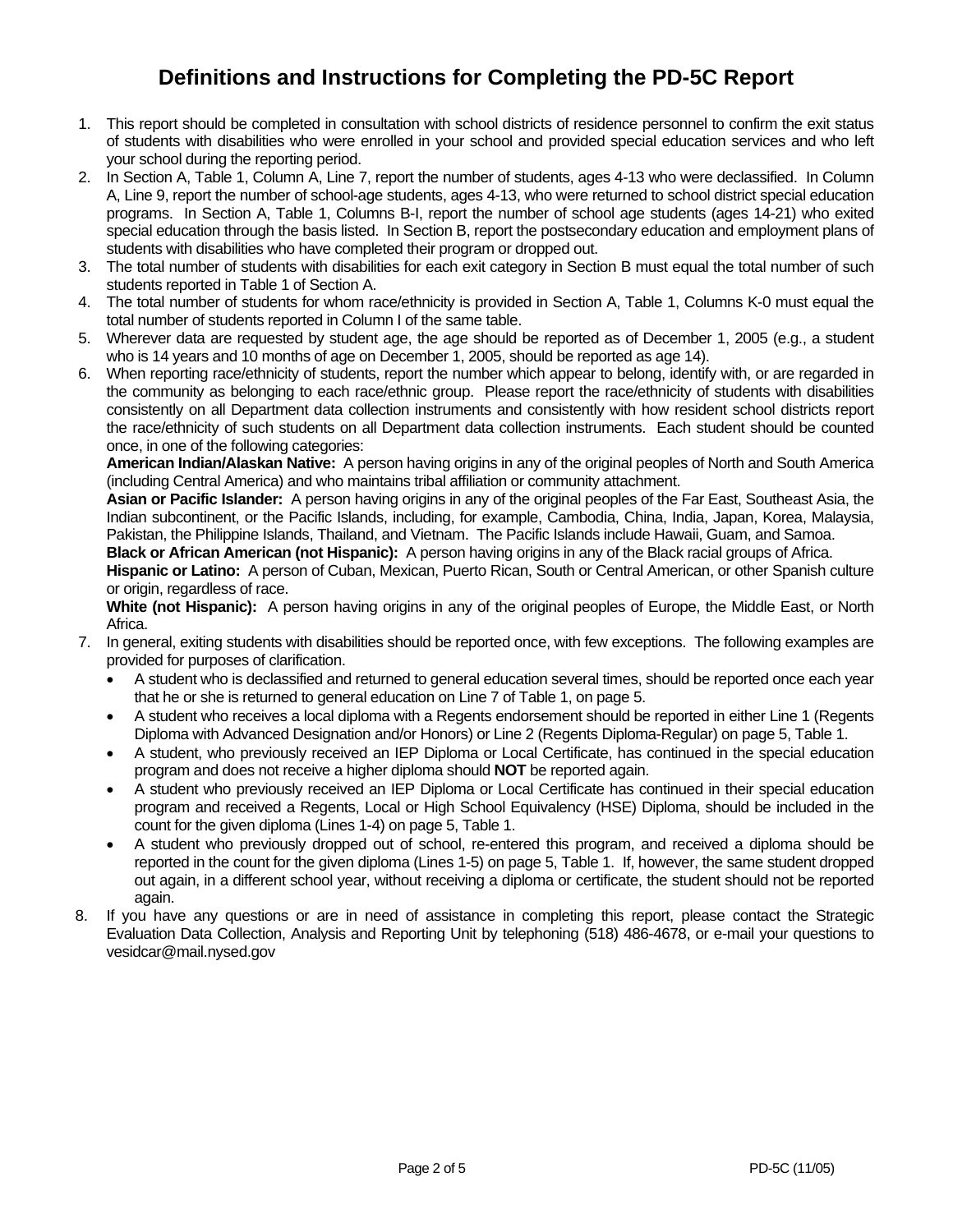# Definitions and Instructions for Completing the PD-5C Report

1. This report should be completed in consultation with school districts of residence personnel to confirm the exit status of students with disabilities who were enrolled in your school and provided special education services and who left your school during the reporting period.
2. In Section A, Table 1, Column A, Line 7, report the number of students, ages 4-13 who were declassified. In Column A, Line 9, report the number of school-age students, ages 4-13, who were returned to school district special education programs. In Section A, Table 1, Columns B-I, report the number of school age students (ages 14-21) who exited special education through the basis listed. In Section B, report the postsecondary education and employment plans of students with disabilities who have completed their program or dropped out.
3. The total number of students with disabilities for each exit category in Section B must equal the total number of such students reported in Table 1 of Section A.
4. The total number of students for whom race/ethnicity is provided in Section A, Table 1, Columns K-0 must equal the total number of students reported in Column I of the same table.
5. Wherever data are requested by student age, the age should be reported as of December 1, 2005 (e.g., a student who is 14 years and 10 months of age on December 1, 2005, should be reported as age 14).
6. When reporting race/ethnicity of students, report the number which appear to belong, identify with, or are regarded in the community as belonging to each race/ethnic group. Please report the race/ethnicity of students with disabilities consistently on all Department data collection instruments and consistently with how resident school districts report the race/ethnicity of such students on all Department data collection instruments. Each student should be counted once, in one of the following categories:
   **American Indian/Alaskan Native:** A person having origins in any of the original peoples of North and South America (including Central America) and who maintains tribal affiliation or community attachment.
   **Asian or Pacific Islander:** A person having origins in any of the original peoples of the Far East, Southeast Asia, the Indian subcontinent, or the Pacific Islands, including, for example, Cambodia, China, India, Japan, Korea, Malaysia, Pakistan, the Philippine Islands, Thailand, and Vietnam. The Pacific Islands include Hawaii, Guam, and Samoa.
   **Black or African American (not Hispanic):** A person having origins in any of the Black racial groups of Africa.
   **Hispanic or Latino:** A person of Cuban, Mexican, Puerto Rican, South or Central American, or other Spanish culture or origin, regardless of race.
   **White (not Hispanic):** A person having origins in any of the original peoples of Europe, the Middle East, or North Africa.
7. In general, exiting students with disabilities should be reported once, with few exceptions. The following examples are provided for purposes of clarification.
   - A student who is declassified and returned to general education several times, should be reported once each year that he or she is returned to general education on Line 7 of Table 1, on page 5.
   - A student who receives a local diploma with a Regents endorsement should be reported in either Line 1 (Regents Diploma with Advanced Designation and/or Honors) or Line 2 (Regents Diploma-Regular) on page 5, Table 1.
   - A student, who previously received an IEP Diploma or Local Certificate, has continued in the special education program and does not receive a higher diploma should **NOT** be reported again.
   - A student who previously received an IEP Diploma or Local Certificate has continued in their special education program and received a Regents, Local or High School Equivalency (HSE) Diploma, should be included in the count for the given diploma (Lines 1-4) on page 5, Table 1.
   - A student who previously dropped out of school, re-entered this program, and received a diploma should be reported in the count for the given diploma (Lines 1-5) on page 5, Table 1. If, however, the same student dropped out again, in a different school year, without receiving a diploma or certificate, the student should not be reported again.
8. If you have any questions or are in need of assistance in completing this report, please contact the Strategic Evaluation Data Collection, Analysis and Reporting Unit by telephoning (518) 486-4678, or e-mail your questions to vesidcar@mail.nysed.gov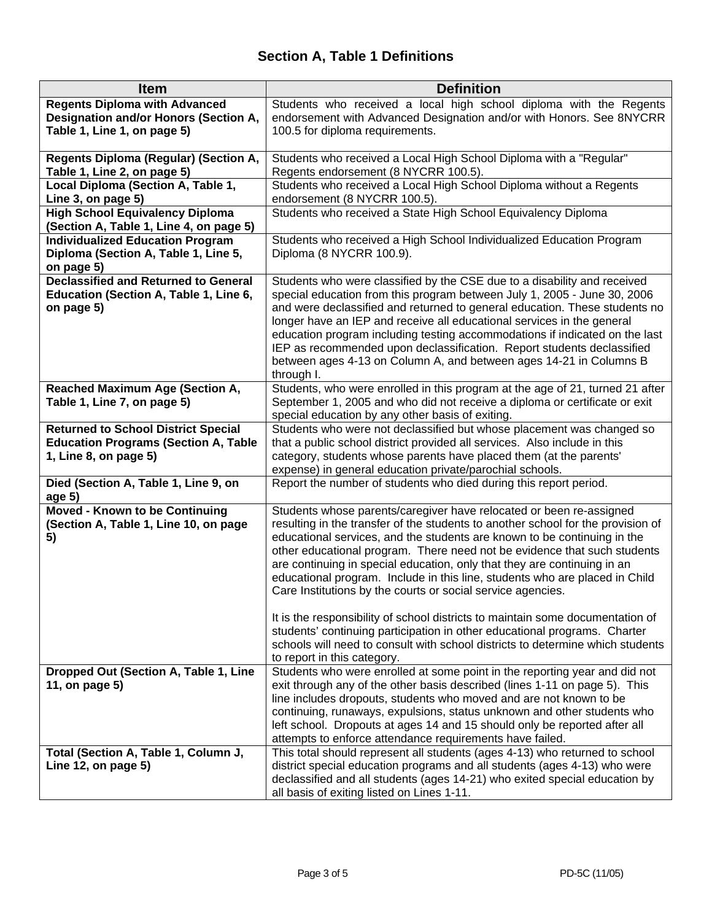## Section A, Table 1 Definitions

| Item | Definition |
|---|---|
| **Regents Diploma with Advanced Designation and/or Honors (Section A, Table 1, Line 1, on page 5)** | Students who received a local high school diploma with the Regents endorsement with Advanced Designation and/or with Honors. See 8NYCRR 100.5 for diploma requirements. |
| **Regents Diploma (Regular) (Section A, Table 1, Line 2, on page 5)** | Students who received a Local High School Diploma with a "Regular" Regents endorsement (8 NYCRR 100.5). |
| **Local Diploma (Section A, Table 1, Line 3, on page 5)** | Students who received a Local High School Diploma without a Regents endorsement (8 NYCRR 100.5). |
| **High School Equivalency Diploma (Section A, Table 1, Line 4, on page 5)** | Students who received a State High School Equivalency Diploma |
| **Individualized Education Program Diploma (Section A, Table 1, Line 5, on page 5)** | Students who received a High School Individualized Education Program Diploma (8 NYCRR 100.9). |
| **Declassified and Returned to General Education (Section A, Table 1, Line 6, on page 5)** | Students who were classified by the CSE due to a disability and received special education from this program between July 1, 2005 - June 30, 2006 and were declassified and returned to general education. These students no longer have an IEP and receive all educational services in the general education program including testing accommodations if indicated on the last IEP as recommended upon declassification. Report students declassified between ages 4-13 on Column A, and between ages 14-21 in Columns B through I. |
| **Reached Maximum Age (Section A, Table 1, Line 7, on page 5)** | Students, who were enrolled in this program at the age of 21, turned 21 after September 1, 2005 and who did not receive a diploma or certificate or exit special education by any other basis of exiting. |
| **Returned to School District Special Education Programs (Section A, Table 1, Line 8, on page 5)** | Students who were not declassified but whose placement was changed so that a public school district provided all services. Also include in this category, students whose parents have placed them (at the parents' expense) in general education private/parochial schools. |
| **Died (Section A, Table 1, Line 9, on age 5)** | Report the number of students who died during this report period. |
| **Moved - Known to be Continuing (Section A, Table 1, Line 10, on page 5)** | Students whose parents/caregiver have relocated or been re-assigned resulting in the transfer of the students to another school for the provision of educational services, and the students are known to be continuing in the other educational program. There need not be evidence that such students are continuing in special education, only that they are continuing in an educational program. Include in this line, students who are placed in Child Care Institutions by the courts or social service agencies.<br><br>It is the responsibility of school districts to maintain some documentation of students' continuing participation in other educational programs. Charter schools will need to consult with school districts to determine which students to report in this category. |
| **Dropped Out (Section A, Table 1, Line 11, on page 5)** | Students who were enrolled at some point in the reporting year and did not exit through any of the other basis described (lines 1-11 on page 5). This line includes dropouts, students who moved and are not known to be continuing, runaways, expulsions, status unknown and other students who left school. Dropouts at ages 14 and 15 should only be reported after all attempts to enforce attendance requirements have failed. |
| **Total (Section A, Table 1, Column J, Line 12, on page 5)** | This total should represent all students (ages 4-13) who returned to school district special education programs and all students (ages 4-13) who were declassified and all students (ages 14-21) who exited special education by all basis of exiting listed on Lines 1-11. |

PD-5C (11/05)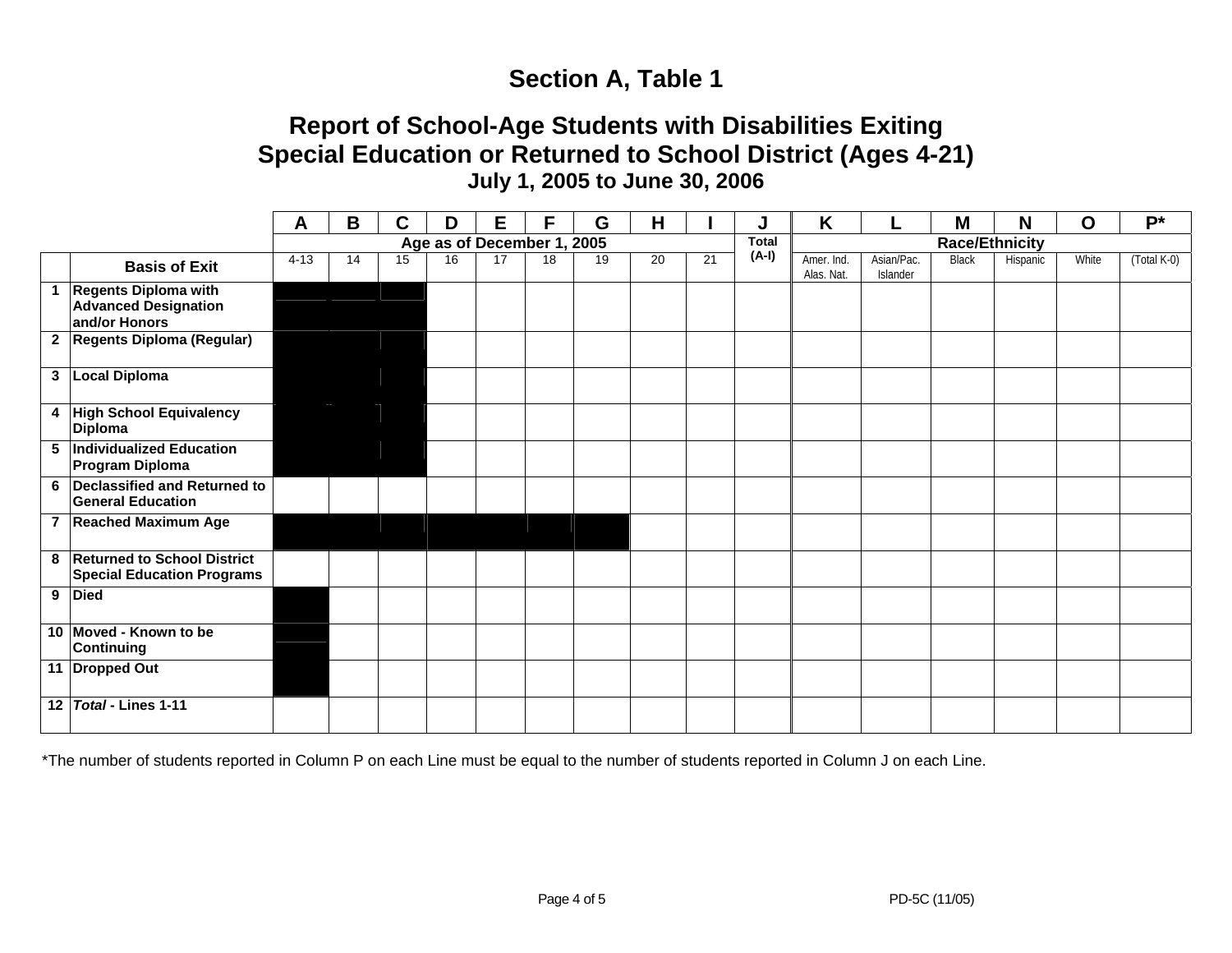# Section A, Table 1

## Report of School-Age Students with Disabilities Exiting Special Education or Returned to School District (Ages 4-21)

### July 1, 2005 to June 30, 2006

| | | A | B | C | D | E | F | G | H | I | J | K | L | M | N | O | P* |
|---|---|---|---|---|---|---|---|---|---|---|---|---|---|---|---|---|---|
| | | Age as of December 1, 2005 | | | | | | | | | Total (A-I) | Race/Ethnicity | | | | | |
| | Basis of Exit | 4-13 | 14 | 15 | 16 | 17 | 18 | 19 | 20 | 21 | | Amer. Ind. Alas. Nat. | Asian/Pac. Islander | Black | Hispanic | White | (Total K-0) |
| 1 | Regents Diploma with Advanced Designation and/or Honors | | | | | | | | | | | | | | | | |
| 2 | Regents Diploma (Regular) | | | | | | | | | | | | | | | | |
| 3 | Local Diploma | | | | | | | | | | | | | | | | |
| 4 | High School Equivalency Diploma | | | | | | | | | | | | | | | | |
| 5 | Individualized Education Program Diploma | | | | | | | | | | | | | | | | |
| 6 | Declassified and Returned to General Education | | | | | | | | | | | | | | | | |
| 7 | Reached Maximum Age | | | | | | | | | | | | | | | | |
| 8 | Returned to School District Special Education Programs | | | | | | | | | | | | | | | | |
| 9 | Died | | | | | | | | | | | | | | | | |
| 10 | Moved - Known to be Continuing | | | | | | | | | | | | | | | | |
| 11 | Dropped Out | | | | | | | | | | | | | | | | |
| 12 | *Total* - Lines 1-11 | | | | | | | | | | | | | | | | |

*The number of students reported in Column P on each Line must be equal to the number of students reported in Column J on each Line.

PD-5C (11/05)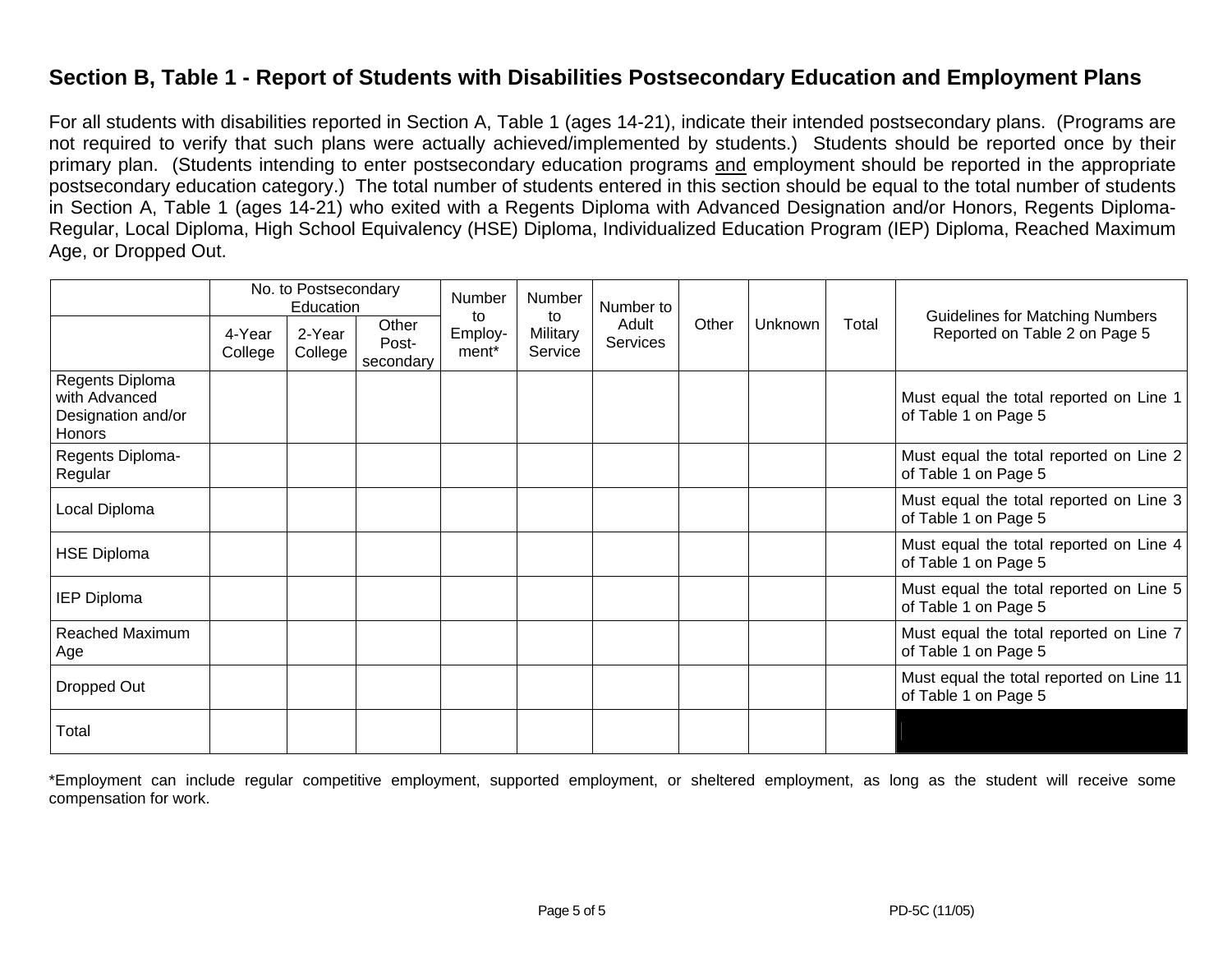## Section B, Table 1 - Report of Students with Disabilities Postsecondary Education and Employment Plans

For all students with disabilities reported in Section A, Table 1 (ages 14-21), indicate their intended postsecondary plans. (Programs are not required to verify that such plans were actually achieved/implemented by students.) Students should be reported once by their primary plan. (Students intending to enter postsecondary education programs <u>and</u> employment should be reported in the appropriate postsecondary education category.) The total number of students entered in this section should be equal to the total number of students in Section A, Table 1 (ages 14-21) who exited with a Regents Diploma with Advanced Designation and/or Honors, Regents Diploma-Regular, Local Diploma, High School Equivalency (HSE) Diploma, Individualized Education Program (IEP) Diploma, Reached Maximum Age, or Dropped Out.

| | No. to Postsecondary Education | | | Number to Employ-ment* | Number to Military Service | Number to Adult Services | Other | Unknown | Total | Guidelines for Matching Numbers Reported on Table 2 on Page 5 |
|---|---|---|---|---|---|---|---|---|---|---|
| | 4-Year College | 2-Year College | Other Post-secondary | | | | | | | |
| Regents Diploma with Advanced Designation and/or Honors | | | | | | | | | | Must equal the total reported on Line 1 of Table 1 on Page 5 |
| Regents Diploma-Regular | | | | | | | | | | Must equal the total reported on Line 2 of Table 1 on Page 5 |
| Local Diploma | | | | | | | | | | Must equal the total reported on Line 3 of Table 1 on Page 5 |
| HSE Diploma | | | | | | | | | | Must equal the total reported on Line 4 of Table 1 on Page 5 |
| IEP Diploma | | | | | | | | | | Must equal the total reported on Line 5 of Table 1 on Page 5 |
| Reached Maximum Age | | | | | | | | | | Must equal the total reported on Line 7 of Table 1 on Page 5 |
| Dropped Out | | | | | | | | | | Must equal the total reported on Line 11 of Table 1 on Page 5 |
| Total | | | | | | | | | | |

*Employment can include regular competitive employment, supported employment, or sheltered employment, as long as the student will receive some compensation for work.

PD-5C (11/05)